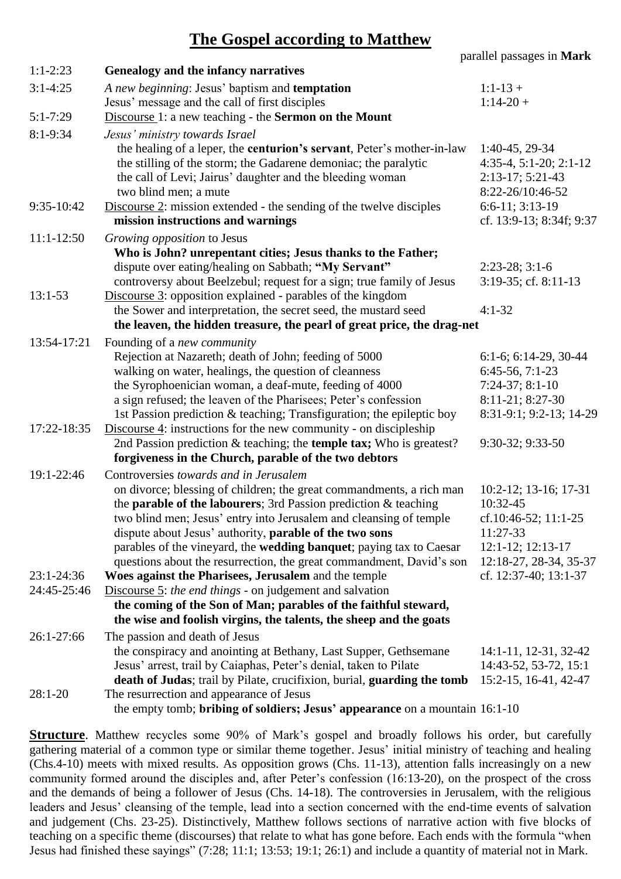# The Gospel according to Matthew

| | | parallel passages in **Mark** |
|---|---|---|
| 1:1-2:23 | **Genealogy and the infancy narratives** | |
| 3:1-4:25 | *A new beginning*: Jesus' baptism and **temptation** | 1:1-13 + |
| | Jesus' message and the call of first disciples | 1:14-20 + |
| 5:1-7:29 | Discourse 1: a new teaching - the **Sermon on the Mount** | |
| 8:1-9:34 | *Jesus' ministry towards Israel* | |
| | the healing of a leper, the **centurion's servant**, Peter's mother-in-law | 1:40-45, 29-34 |
| | the stilling of the storm; the Gadarene demoniac; the paralytic | 4:35-4, 5:1-20; 2:1-12 |
| | the call of Levi; Jairus' daughter and the bleeding woman | 2:13-17; 5:21-43 |
| | two blind men; a mute | 8:22-26/10:46-52 |
| 9:35-10:42 | Discourse 2: mission extended - the sending of the twelve disciples | 6:6-11; 3:13-19 |
| | **mission instructions and warnings** | cf. 13:9-13; 8:34f; 9:37 |
| 11:1-12:50 | *Growing opposition* to Jesus | |
| | **Who is John? unrepentant cities; Jesus thanks to the Father;** | |
| | dispute over eating/healing on Sabbath; **"My Servant"** | 2:23-28; 3:1-6 |
| | controversy about Beelzebul; request for a sign; true family of Jesus | 3:19-35; cf. 8:11-13 |
| 13:1-53 | Discourse 3: opposition explained - parables of the kingdom | |
| | the Sower and interpretation, the secret seed, the mustard seed | 4:1-32 |
| | **the leaven, the hidden treasure, the pearl of great price, the drag-net** | |
| 13:54-17:21 | Founding of a *new community* | |
| | Rejection at Nazareth; death of John; feeding of 5000 | 6:1-6; 6:14-29, 30-44 |
| | walking on water, healings, the question of cleanness | 6:45-56, 7:1-23 |
| | the Syrophoenician woman, a deaf-mute, feeding of 4000 | 7:24-37; 8:1-10 |
| | a sign refused; the leaven of the Pharisees; Peter's confession | 8:11-21; 8:27-30 |
| | 1st Passion prediction & teaching; Transfiguration; the epileptic boy | 8:31-9:1; 9:2-13; 14-29 |
| 17:22-18:35 | Discourse 4: instructions for the new community - on discipleship | |
| | 2nd Passion prediction & teaching; the **temple tax;** Who is greatest? | 9:30-32; 9:33-50 |
| | **forgiveness in the Church, parable of the two debtors** | |
| 19:1-22:46 | Controversies *towards and in Jerusalem* | |
| | on divorce; blessing of children; the great commandments, a rich man | 10:2-12; 13-16; 17-31 |
| | the **parable of the labourers**; 3rd Passion prediction & teaching | 10:32-45 |
| | two blind men; Jesus' entry into Jerusalem and cleansing of temple | cf.10:46-52; 11:1-25 |
| | dispute about Jesus' authority, **parable of the two sons** | 11:27-33 |
| | parables of the vineyard, the **wedding banquet**; paying tax to Caesar | 12:1-12; 12:13-17 |
| | questions about the resurrection, the great commandment, David's son | 12:18-27, 28-34, 35-37 |
| 23:1-24:36 | **Woes against the Pharisees, Jerusalem** and the temple | cf. 12:37-40; 13:1-37 |
| 24:45-25:46 | Discourse 5: *the end things* - on judgement and salvation | |
| | **the coming of the Son of Man; parables of the faithful steward, the wise and foolish virgins, the talents, the sheep and the goats** | |
| 26:1-27:66 | The passion and death of Jesus | |
| | the conspiracy and anointing at Bethany, Last Supper, Gethsemane | 14:1-11, 12-31, 32-42 |
| | Jesus' arrest, trail by Caiaphas, Peter's denial, taken to Pilate | 14:43-52, 53-72, 15:1 |
| | **death of Judas**; trail by Pilate, crucifixion, burial, **guarding the tomb** | 15:2-15, 16-41, 42-47 |
| 28:1-20 | The resurrection and appearance of Jesus | |
| | the empty tomb; **bribing of soldiers; Jesus' appearance** on a mountain | 16:1-10 |

**Structure**. Matthew recycles some 90% of Mark's gospel and broadly follows his order, but carefully gathering material of a common type or similar theme together. Jesus' initial ministry of teaching and healing (Chs.4-10) meets with mixed results. As opposition grows (Chs. 11-13), attention falls increasingly on a new community formed around the disciples and, after Peter's confession (16:13-20), on the prospect of the cross and the demands of being a follower of Jesus (Chs. 14-18). The controversies in Jerusalem, with the religious leaders and Jesus' cleansing of the temple, lead into a section concerned with the end-time events of salvation and judgement (Chs. 23-25). Distinctively, Matthew follows sections of narrative action with five blocks of teaching on a specific theme (discourses) that relate to what has gone before. Each ends with the formula "when Jesus had finished these sayings" (7:28; 11:1; 13:53; 19:1; 26:1) and include a quantity of material not in Mark.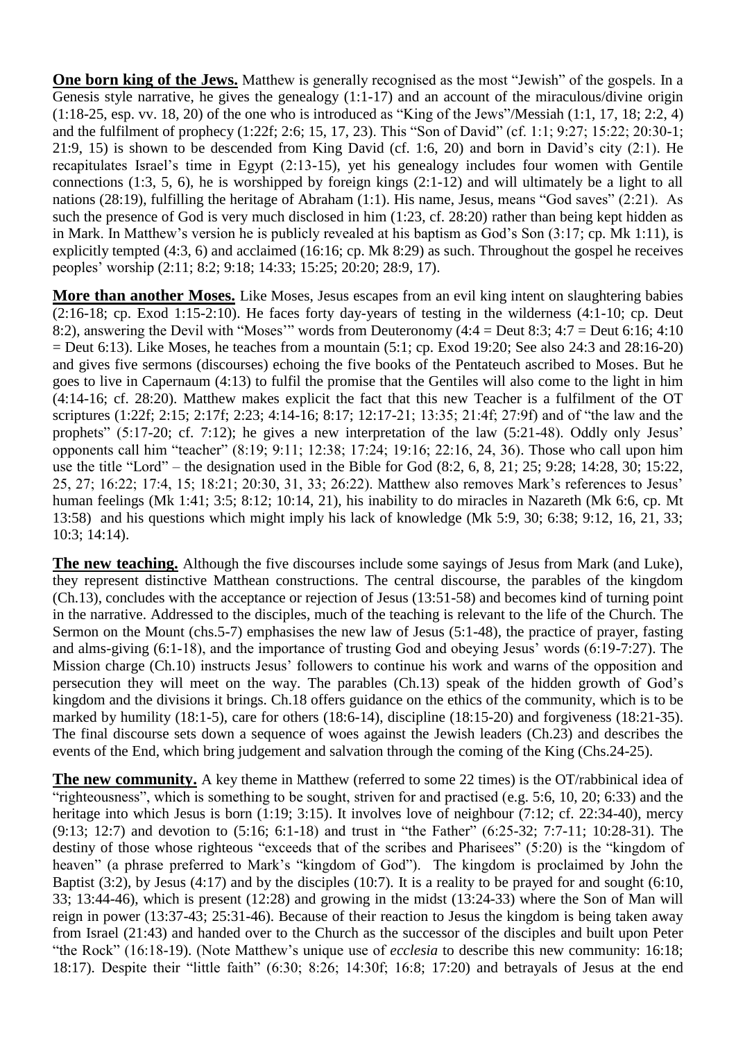**One born king of the Jews.** Matthew is generally recognised as the most "Jewish" of the gospels. In a Genesis style narrative, he gives the genealogy (1:1-17) and an account of the miraculous/divine origin (1:18-25, esp. vv. 18, 20) of the one who is introduced as "King of the Jews"/Messiah (1:1, 17, 18; 2:2, 4) and the fulfilment of prophecy (1:22f; 2:6; 15, 17, 23). This "Son of David" (cf. 1:1; 9:27; 15:22; 20:30-1; 21:9, 15) is shown to be descended from King David (cf. 1:6, 20) and born in David's city (2:1). He recapitulates Israel's time in Egypt (2:13-15), yet his genealogy includes four women with Gentile connections (1:3, 5, 6), he is worshipped by foreign kings (2:1-12) and will ultimately be a light to all nations (28:19), fulfilling the heritage of Abraham (1:1). His name, Jesus, means "God saves" (2:21). As such the presence of God is very much disclosed in him (1:23, cf. 28:20) rather than being kept hidden as in Mark. In Matthew's version he is publicly revealed at his baptism as God's Son (3:17; cp. Mk 1:11), is explicitly tempted (4:3, 6) and acclaimed (16:16; cp. Mk 8:29) as such. Throughout the gospel he receives peoples' worship (2:11; 8:2; 9:18; 14:33; 15:25; 20:20; 28:9, 17).

**More than another Moses.** Like Moses, Jesus escapes from an evil king intent on slaughtering babies (2:16-18; cp. Exod 1:15-2:10). He faces forty day-years of testing in the wilderness (4:1-10; cp. Deut 8:2), answering the Devil with "Moses'" words from Deuteronomy (4:4 = Deut 8:3; 4:7 = Deut 6:16; 4:10 = Deut 6:13). Like Moses, he teaches from a mountain (5:1; cp. Exod 19:20; See also 24:3 and 28:16-20) and gives five sermons (discourses) echoing the five books of the Pentateuch ascribed to Moses. But he goes to live in Capernaum (4:13) to fulfil the promise that the Gentiles will also come to the light in him (4:14-16; cf. 28:20). Matthew makes explicit the fact that this new Teacher is a fulfilment of the OT scriptures (1:22f; 2:15; 2:17f; 2:23; 4:14-16; 8:17; 12:17-21; 13:35; 21:4f; 27:9f) and of "the law and the prophets" (5:17-20; cf. 7:12); he gives a new interpretation of the law (5:21-48). Oddly only Jesus' opponents call him "teacher" (8:19; 9:11; 12:38; 17:24; 19:16; 22:16, 24, 36). Those who call upon him use the title "Lord" – the designation used in the Bible for God (8:2, 6, 8, 21; 25; 9:28; 14:28, 30; 15:22, 25, 27; 16:22; 17:4, 15; 18:21; 20:30, 31, 33; 26:22). Matthew also removes Mark's references to Jesus' human feelings (Mk 1:41; 3:5; 8:12; 10:14, 21), his inability to do miracles in Nazareth (Mk 6:6, cp. Mt 13:58) and his questions which might imply his lack of knowledge (Mk 5:9, 30; 6:38; 9:12, 16, 21, 33; 10:3; 14:14).

**The new teaching.** Although the five discourses include some sayings of Jesus from Mark (and Luke), they represent distinctive Matthean constructions. The central discourse, the parables of the kingdom (Ch.13), concludes with the acceptance or rejection of Jesus (13:51-58) and becomes kind of turning point in the narrative. Addressed to the disciples, much of the teaching is relevant to the life of the Church. The Sermon on the Mount (chs.5-7) emphasises the new law of Jesus (5:1-48), the practice of prayer, fasting and alms-giving (6:1-18), and the importance of trusting God and obeying Jesus' words (6:19-7:27). The Mission charge (Ch.10) instructs Jesus' followers to continue his work and warns of the opposition and persecution they will meet on the way. The parables (Ch.13) speak of the hidden growth of God's kingdom and the divisions it brings. Ch.18 offers guidance on the ethics of the community, which is to be marked by humility (18:1-5), care for others (18:6-14), discipline (18:15-20) and forgiveness (18:21-35). The final discourse sets down a sequence of woes against the Jewish leaders (Ch.23) and describes the events of the End, which bring judgement and salvation through the coming of the King (Chs.24-25).

**The new community.** A key theme in Matthew (referred to some 22 times) is the OT/rabbinical idea of "righteousness", which is something to be sought, striven for and practised (e.g. 5:6, 10, 20; 6:33) and the heritage into which Jesus is born (1:19; 3:15). It involves love of neighbour (7:12; cf. 22:34-40), mercy (9:13; 12:7) and devotion to (5:16; 6:1-18) and trust in "the Father" (6:25-32; 7:7-11; 10:28-31). The destiny of those whose righteous "exceeds that of the scribes and Pharisees" (5:20) is the "kingdom of heaven" (a phrase preferred to Mark's "kingdom of God"). The kingdom is proclaimed by John the Baptist (3:2), by Jesus (4:17) and by the disciples (10:7). It is a reality to be prayed for and sought (6:10, 33; 13:44-46), which is present (12:28) and growing in the midst (13:24-33) where the Son of Man will reign in power (13:37-43; 25:31-46). Because of their reaction to Jesus the kingdom is being taken away from Israel (21:43) and handed over to the Church as the successor of the disciples and built upon Peter "the Rock" (16:18-19). (Note Matthew's unique use of *ecclesia* to describe this new community: 16:18; 18:17). Despite their "little faith" (6:30; 8:26; 14:30f; 16:8; 17:20) and betrayals of Jesus at the end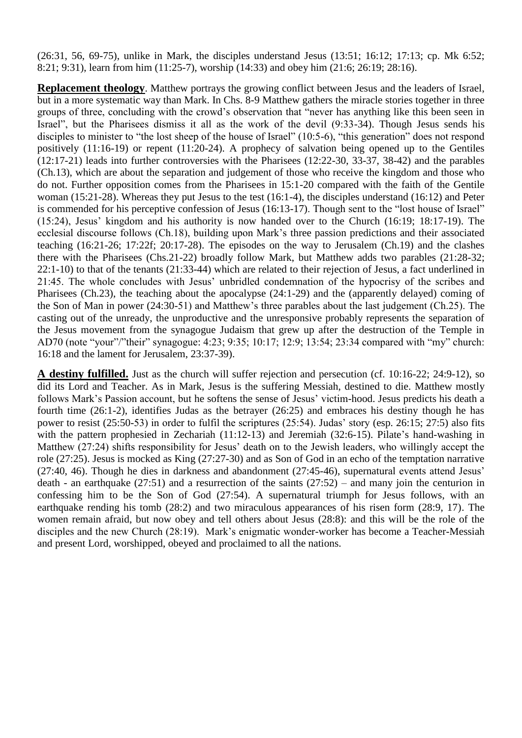(26:31, 56, 69-75), unlike in Mark, the disciples understand Jesus (13:51; 16:12; 17:13; cp. Mk 6:52; 8:21; 9:31), learn from him (11:25-7), worship (14:33) and obey him (21:6; 26:19; 28:16).

**Replacement theology**. Matthew portrays the growing conflict between Jesus and the leaders of Israel, but in a more systematic way than Mark. In Chs. 8-9 Matthew gathers the miracle stories together in three groups of three, concluding with the crowd's observation that "never has anything like this been seen in Israel", but the Pharisees dismiss it all as the work of the devil (9:33-34). Though Jesus sends his disciples to minister to "the lost sheep of the house of Israel" (10:5-6), "this generation" does not respond positively (11:16-19) or repent (11:20-24). A prophecy of salvation being opened up to the Gentiles (12:17-21) leads into further controversies with the Pharisees (12:22-30, 33-37, 38-42) and the parables (Ch.13), which are about the separation and judgement of those who receive the kingdom and those who do not. Further opposition comes from the Pharisees in 15:1-20 compared with the faith of the Gentile woman (15:21-28). Whereas they put Jesus to the test (16:1-4), the disciples understand (16:12) and Peter is commended for his perceptive confession of Jesus (16:13-17). Though sent to the "lost house of Israel" (15:24), Jesus' kingdom and his authority is now handed over to the Church (16:19; 18:17-19). The ecclesial discourse follows (Ch.18), building upon Mark's three passion predictions and their associated teaching (16:21-26; 17:22f; 20:17-28). The episodes on the way to Jerusalem (Ch.19) and the clashes there with the Pharisees (Chs.21-22) broadly follow Mark, but Matthew adds two parables (21:28-32; 22:1-10) to that of the tenants (21:33-44) which are related to their rejection of Jesus, a fact underlined in 21:45. The whole concludes with Jesus' unbridled condemnation of the hypocrisy of the scribes and Pharisees (Ch.23), the teaching about the apocalypse (24:1-29) and the (apparently delayed) coming of the Son of Man in power (24:30-51) and Matthew's three parables about the last judgement (Ch.25). The casting out of the unready, the unproductive and the unresponsive probably represents the separation of the Jesus movement from the synagogue Judaism that grew up after the destruction of the Temple in AD70 (note "your"/"their" synagogue: 4:23; 9:35; 10:17; 12:9; 13:54; 23:34 compared with "my" church: 16:18 and the lament for Jerusalem, 23:37-39).

**A destiny fulfilled.** Just as the church will suffer rejection and persecution (cf. 10:16-22; 24:9-12), so did its Lord and Teacher. As in Mark, Jesus is the suffering Messiah, destined to die. Matthew mostly follows Mark's Passion account, but he softens the sense of Jesus' victim-hood. Jesus predicts his death a fourth time (26:1-2), identifies Judas as the betrayer (26:25) and embraces his destiny though he has power to resist (25:50-53) in order to fulfil the scriptures (25:54). Judas' story (esp. 26:15; 27:5) also fits with the pattern prophesied in Zechariah (11:12-13) and Jeremiah (32:6-15). Pilate's hand-washing in Matthew (27:24) shifts responsibility for Jesus' death on to the Jewish leaders, who willingly accept the role (27:25). Jesus is mocked as King (27:27-30) and as Son of God in an echo of the temptation narrative (27:40, 46). Though he dies in darkness and abandonment (27:45-46), supernatural events attend Jesus' death - an earthquake (27:51) and a resurrection of the saints (27:52) – and many join the centurion in confessing him to be the Son of God (27:54). A supernatural triumph for Jesus follows, with an earthquake rending his tomb (28:2) and two miraculous appearances of his risen form (28:9, 17). The women remain afraid, but now obey and tell others about Jesus (28:8): and this will be the role of the disciples and the new Church (28:19). Mark's enigmatic wonder-worker has become a Teacher-Messiah and present Lord, worshipped, obeyed and proclaimed to all the nations.